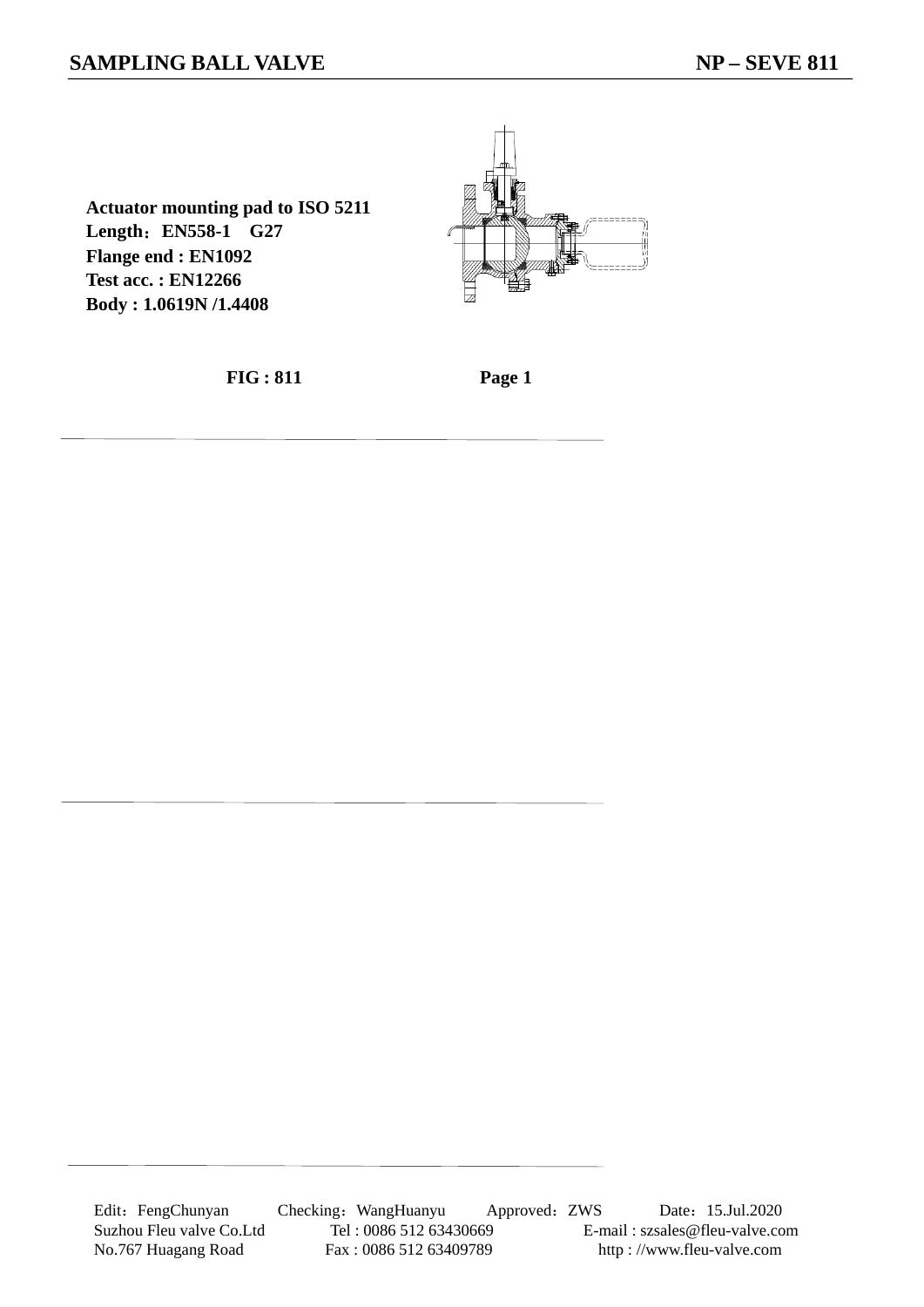# SAMPLING BALL VALVE

**NP – SEVE 811**

**Actuator mounting pad to ISO 5211**
**Length：EN558-1　G27**
**Flange end : EN1092**
**Test acc. : EN12266**
**Body : 1.0619N /1.4408**

**FIG : 811**

Edit：FengChunyan　　Checking：WangHuanyu　　Approved：ZWS　　Date：15.Jul.2020

Suzhou Fleu valve Co.Ltd　　Tel : 0086 512 63430669　　E-mail : szsales@fleu-valve.com

No.767 Huagang Road　　Fax : 0086 512 63409789　　http : //www.fleu-valve.com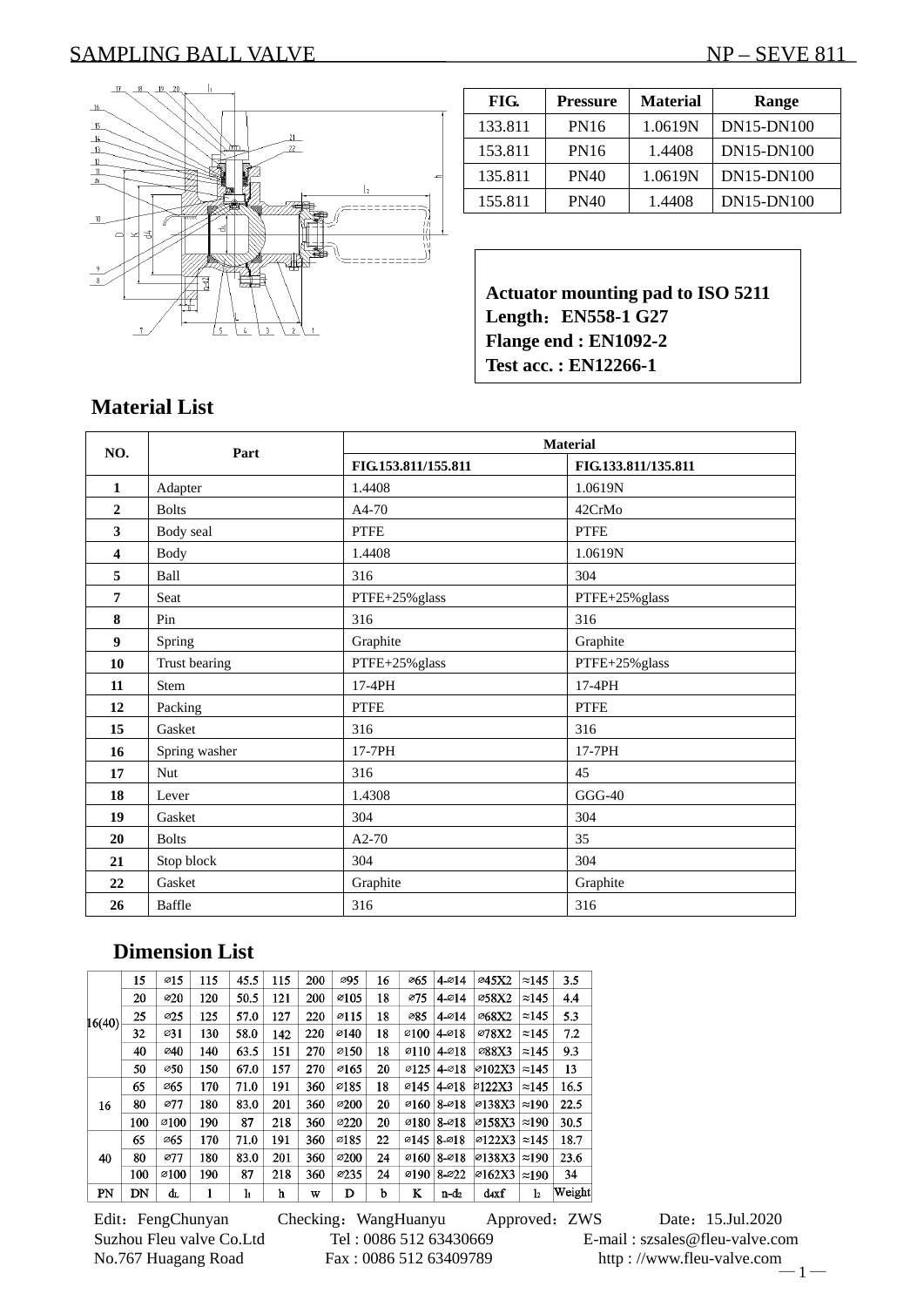## SAMPLING BALL VALVE NP – SEVE 811

| FIG. | Pressure | Material | Range |
|---|---|---|---|
| 133.811 | PN16 | 1.0619N | DN15-DN100 |
| 153.811 | PN16 | 1.4408 | DN15-DN100 |
| 135.811 | PN40 | 1.0619N | DN15-DN100 |
| 155.811 | PN40 | 1.4408 | DN15-DN100 |

**Actuator mounting pad to ISO 5211**
**Length：EN558-1 G27**
**Flange end : EN1092-2**
**Test acc. : EN12266-1**

## Material List

| NO. | Part | Material | |
|---|---|---|---|
| | | FIG.153.811/155.811 | FIG.133.811/135.811 |
| 1 | Adapter | 1.4408 | 1.0619N |
| 2 | Bolts | A4-70 | 42CrMo |
| 3 | Body seal | PTFE | PTFE |
| 4 | Body | 1.4408 | 1.0619N |
| 5 | Ball | 316 | 304 |
| 7 | Seat | PTFE+25%glass | PTFE+25%glass |
| 8 | Pin | 316 | 316 |
| 9 | Spring | Graphite | Graphite |
| 10 | Trust bearing | PTFE+25%glass | PTFE+25%glass |
| 11 | Stem | 17-4PH | 17-4PH |
| 12 | Packing | PTFE | PTFE |
| 15 | Gasket | 316 | 316 |
| 16 | Spring washer | 17-7PH | 17-7PH |
| 17 | Nut | 316 | 45 |
| 18 | Lever | 1.4308 | GGG-40 |
| 19 | Gasket | 304 | 304 |
| 20 | Bolts | A2-70 | 35 |
| 21 | Stop block | 304 | 304 |
| 22 | Gasket | Graphite | Graphite |
| 26 | Baffle | 316 | 316 |

## Dimension List

| PN | DN | dL | l | l1 | h | w | D | b | K | n-d2 | d4xf | l2 | Weight |
|---|---|---|---|---|---|---|---|---|---|---|---|---|---|
| 16(40) | 15 | ⌀15 | 115 | 45.5 | 115 | 200 | ⌀95 | 16 | ⌀65 | 4-⌀14 | ⌀45X2 | ≈145 | 3.5 |
| | 20 | ⌀20 | 120 | 50.5 | 121 | 200 | ⌀105 | 18 | ⌀75 | 4-⌀14 | ⌀58X2 | ≈145 | 4.4 |
| | 25 | ⌀25 | 125 | 57.0 | 127 | 220 | ⌀115 | 18 | ⌀85 | 4-⌀14 | ⌀68X2 | ≈145 | 5.3 |
| | 32 | ⌀31 | 130 | 58.0 | 142 | 220 | ⌀140 | 18 | ⌀100 | 4-⌀18 | ⌀78X2 | ≈145 | 7.2 |
| | 40 | ⌀40 | 140 | 63.5 | 151 | 270 | ⌀150 | 18 | ⌀110 | 4-⌀18 | ⌀88X3 | ≈145 | 9.3 |
| | 50 | ⌀50 | 150 | 67.0 | 157 | 270 | ⌀165 | 20 | ⌀125 | 4-⌀18 | ⌀102X3 | ≈145 | 13 |
| 16 | 65 | ⌀65 | 170 | 71.0 | 191 | 360 | ⌀185 | 18 | ⌀145 | 4-⌀18 | ⌀122X3 | ≈145 | 16.5 |
| | 80 | ⌀77 | 180 | 83.0 | 201 | 360 | ⌀200 | 20 | ⌀160 | 8-⌀18 | ⌀138X3 | ≈190 | 22.5 |
| | 100 | ⌀100 | 190 | 87 | 218 | 360 | ⌀220 | 20 | ⌀180 | 8-⌀18 | ⌀158X3 | ≈190 | 30.5 |
| 40 | 65 | ⌀65 | 170 | 71.0 | 191 | 360 | ⌀185 | 22 | ⌀145 | 8-⌀18 | ⌀122X3 | ≈145 | 18.7 |
| | 80 | ⌀77 | 180 | 83.0 | 201 | 360 | ⌀200 | 24 | ⌀160 | 8-⌀18 | ⌀138X3 | ≈190 | 23.6 |
| | 100 | ⌀100 | 190 | 87 | 218 | 360 | ⌀235 | 24 | ⌀190 | 8-⌀22 | ⌀162X3 | ≈190 | 34 |

Edit：FengChunyan Checking：WangHuanyu Approved：ZWS Date：15.Jul.2020
Suzhou Fleu valve Co.Ltd Tel : 0086 512 63430669 E-mail : szsales@fleu-valve.com
No.767 Huagang Road Fax : 0086 512 63409789 http : //www.fleu-valve.com